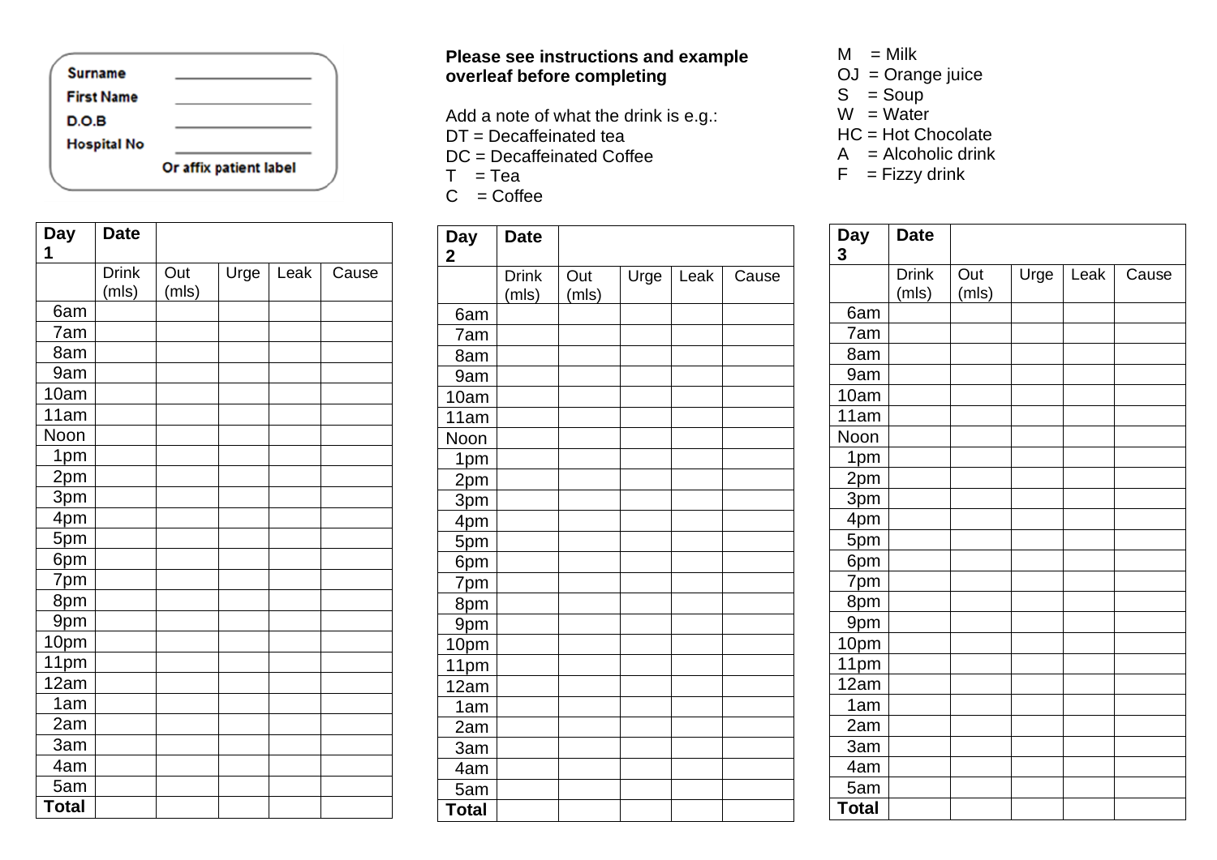| Surname | |
|---|---|
| First Name | |
| D.O.B | |
| Hospital No | |
| | Or affix patient label |

**Please see instructions and example overleaf before completing**

Add a note of what the drink is e.g.:
DT = Decaffeinated tea
DC = Decaffeinated Coffee
T = Tea
C = Coffee

M = Milk
OJ = Orange juice
S = Soup
W = Water
HC = Hot Chocolate
A = Alcoholic drink
F = Fizzy drink

| Day 1 | Date | | | | |
|---|---|---|---|---|---|
| | Drink (mls) | Out (mls) | Urge | Leak | Cause |
| 6am | | | | | |
| 7am | | | | | |
| 8am | | | | | |
| 9am | | | | | |
| 10am | | | | | |
| 11am | | | | | |
| Noon | | | | | |
| 1pm | | | | | |
| 2pm | | | | | |
| 3pm | | | | | |
| 4pm | | | | | |
| 5pm | | | | | |
| 6pm | | | | | |
| 7pm | | | | | |
| 8pm | | | | | |
| 9pm | | | | | |
| 10pm | | | | | |
| 11pm | | | | | |
| 12am | | | | | |
| 1am | | | | | |
| 2am | | | | | |
| 3am | | | | | |
| 4am | | | | | |
| 5am | | | | | |
| **Total** | | | | | |

| Day 2 | Date | | | | |
|---|---|---|---|---|---|
| | Drink (mls) | Out (mls) | Urge | Leak | Cause |
| 6am | | | | | |
| 7am | | | | | |
| 8am | | | | | |
| 9am | | | | | |
| 10am | | | | | |
| 11am | | | | | |
| Noon | | | | | |
| 1pm | | | | | |
| 2pm | | | | | |
| 3pm | | | | | |
| 4pm | | | | | |
| 5pm | | | | | |
| 6pm | | | | | |
| 7pm | | | | | |
| 8pm | | | | | |
| 9pm | | | | | |
| 10pm | | | | | |
| 11pm | | | | | |
| 12am | | | | | |
| 1am | | | | | |
| 2am | | | | | |
| 3am | | | | | |
| 4am | | | | | |
| 5am | | | | | |
| **Total** | | | | | |

| Day 3 | Date | | | | |
|---|---|---|---|---|---|
| | Drink (mls) | Out (mls) | Urge | Leak | Cause |
| 6am | | | | | |
| 7am | | | | | |
| 8am | | | | | |
| 9am | | | | | |
| 10am | | | | | |
| 11am | | | | | |
| Noon | | | | | |
| 1pm | | | | | |
| 2pm | | | | | |
| 3pm | | | | | |
| 4pm | | | | | |
| 5pm | | | | | |
| 6pm | | | | | |
| 7pm | | | | | |
| 8pm | | | | | |
| 9pm | | | | | |
| 10pm | | | | | |
| 11pm | | | | | |
| 12am | | | | | |
| 1am | | | | | |
| 2am | | | | | |
| 3am | | | | | |
| 4am | | | | | |
| 5am | | | | | |
| **Total** | | | | | |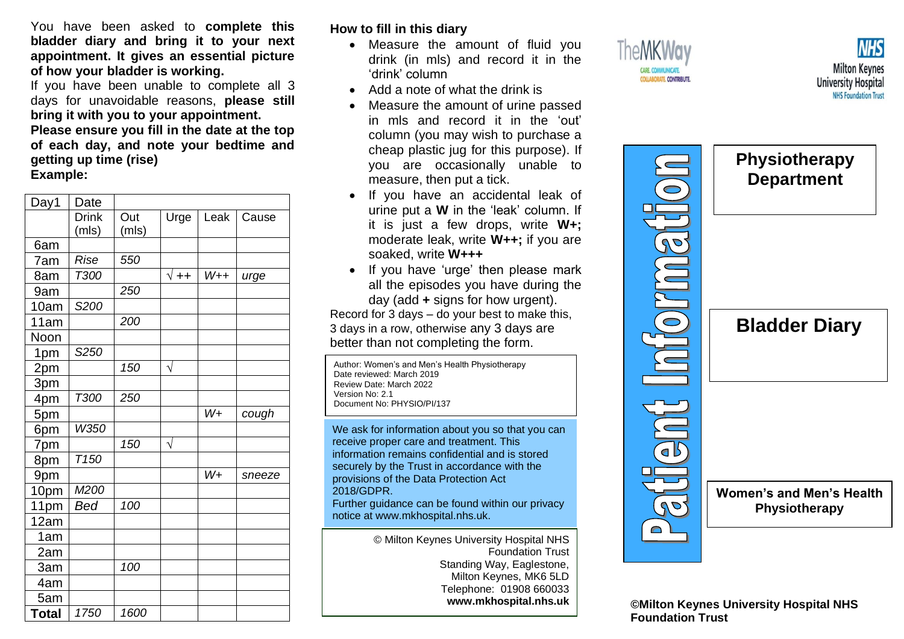You have been asked to **complete this bladder diary and bring it to your next appointment. It gives an essential picture of how your bladder is working.**

If you have been unable to complete all 3 days for unavoidable reasons, **please still bring it with you to your appointment.**

**Please ensure you fill in the date at the top of each day, and note your bedtime and getting up time (rise)**

**Example:**

| Day1 | Date | | | | |
|---|---|---|---|---|---|
| | Drink (mls) | Out (mls) | Urge | Leak | Cause |
| 6am | | | | | |
| 7am | *Rise* | *550* | | | |
| 8am | *T300* | | √ ++ | *W++* | *urge* |
| 9am | | *250* | | | |
| 10am | *S200* | | | | |
| 11am | | *200* | | | |
| Noon | | | | | |
| 1pm | *S250* | | | | |
| 2pm | | *150* | √ | | |
| 3pm | | | | | |
| 4pm | *T300* | *250* | | | |
| 5pm | | | | *W+* | *cough* |
| 6pm | *W350* | | | | |
| 7pm | | *150* | √ | | |
| 8pm | *T150* | | | | |
| 9pm | | | | *W+* | *sneeze* |
| 10pm | *M200* | | | | |
| 11pm | *Bed* | *100* | | | |
| 12am | | | | | |
| 1am | | | | | |
| 2am | | | | | |
| 3am | | *100* | | | |
| 4am | | | | | |
| 5am | | | | | |
| **Total** | *1750* | *1600* | | | |

**How to fill in this diary**

- Measure the amount of fluid you drink (in mls) and record it in the 'drink' column
- Add a note of what the drink is
- Measure the amount of urine passed in mls and record it in the 'out' column (you may wish to purchase a cheap plastic jug for this purpose). If you are occasionally unable to measure, then put a tick.
- If you have an accidental leak of urine put a **W** in the 'leak' column. If it is just a few drops, write **W+;** moderate leak, write **W++;** if you are soaked, write **W+++**
- If you have 'urge' then please mark all the episodes you have during the day (add **+** signs for how urgent).

Record for 3 days – do your best to make this, 3 days in a row, otherwise any 3 days are better than not completing the form.

Author: Women's and Men's Health Physiotherapy
Date reviewed: March 2019
Review Date: March 2022
Version No: 2.1
Document No: PHYSIO/PI/137

We ask for information about you so that you can receive proper care and treatment. This information remains confidential and is stored securely by the Trust in accordance with the provisions of the Data Protection Act 2018/GDPR.
Further guidance can be found within our privacy notice at www.mkhospital.nhs.uk.

© Milton Keynes University Hospital NHS Foundation Trust
Standing Way, Eaglestone,
Milton Keynes, MK6 5LD
Telephone: 01908 660033
**www.mkhospital.nhs.uk**

The MK Way
CARE. COMMUNICATE. COLLABORATE. CONTRIBUTE.

NHS
Milton Keynes University Hospital
NHS Foundation Trust

Patient Information

# Physiotherapy Department

# Bladder Diary

**Women's and Men's Health Physiotherapy**

**©Milton Keynes University Hospital NHS Foundation Trust**